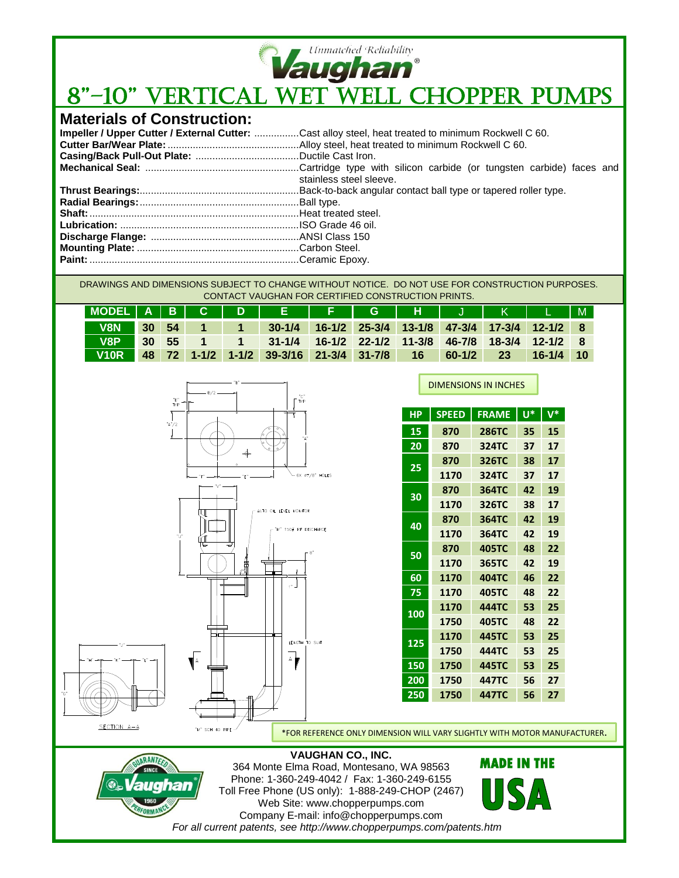Unmatched Reliability

Vaughan®

# 8"-10" VERTICAL WET WELL CHOPPER PUMPS

## Materials of Construction:

**Impeller / Upper Cutter / External Cutter:** ................Cast alloy steel, heat treated to minimum Rockwell C 60.
**Cutter Bar/Wear Plate:** ..............................................Alloy steel, heat treated to minimum Rockwell C 60.
**Casing/Back Pull-Out Plate:** ....................................Ductile Cast Iron.
**Mechanical Seal:** ......................................................Cartridge type with silicon carbide (or tungsten carbide) faces and stainless steel sleeve.
**Thrust Bearings:**........................................................Back-to-back angular contact ball type or tapered roller type.
**Radial Bearings:**........................................................Ball type.
**Shaft:**..........................................................................Heat treated steel.
**Lubrication:** ...............................................................ISO Grade 46 oil.
**Discharge Flange:** ....................................................ANSI Class 150
**Mounting Plate:** .........................................................Carbon Steel.
**Paint:** ..........................................................................Ceramic Epoxy.

DRAWINGS AND DIMENSIONS SUBJECT TO CHANGE WITHOUT NOTICE. DO NOT USE FOR CONSTRUCTION PURPOSES. CONTACT VAUGHAN FOR CERTIFIED CONSTRUCTION PRINTS.

| MODEL | A | B | C | D | E | F | G | H | J | K | L | M |
|---|---|---|---|---|---|---|---|---|---|---|---|---|
| V8N | 30 | 54 | 1 | 1 | 30-1/4 | 16-1/2 | 25-3/4 | 13-1/8 | 47-3/4 | 17-3/4 | 12-1/2 | 8 |
| V8P | 30 | 55 | 1 | 1 | 31-1/4 | 16-1/2 | 22-1/2 | 11-3/8 | 46-7/8 | 18-3/4 | 12-1/2 | 8 |
| V10R | 48 | 72 | 1-1/2 | 1-1/2 | 39-3/16 | 21-3/4 | 31-7/8 | 16 | 60-1/2 | 23 | 16-1/4 | 10 |

DIMENSIONS IN INCHES

| HP | SPEED | FRAME | U* | V* |
|---|---|---|---|---|
| 15 | 870 | 286TC | 35 | 15 |
| 20 | 870 | 324TC | 37 | 17 |
| 25 | 870 | 326TC | 38 | 17 |
| | 1170 | 324TC | 37 | 17 |
| 30 | 870 | 364TC | 42 | 19 |
| | 1170 | 326TC | 38 | 17 |
| 40 | 870 | 364TC | 42 | 19 |
| | 1170 | 364TC | 42 | 19 |
| 50 | 870 | 405TC | 48 | 22 |
| | 1170 | 365TC | 42 | 19 |
| 60 | 1170 | 404TC | 46 | 22 |
| 75 | 1170 | 405TC | 48 | 22 |
| 100 | 1170 | 444TC | 53 | 25 |
| | 1750 | 405TC | 48 | 22 |
| 125 | 1170 | 445TC | 53 | 25 |
| | 1750 | 444TC | 53 | 25 |
| 150 | 1750 | 445TC | 53 | 25 |
| 200 | 1750 | 447TC | 56 | 27 |
| 250 | 1750 | 447TC | 56 | 27 |

\*FOR REFERENCE ONLY DIMENSION WILL VARY SLIGHTLY WITH MOTOR MANUFACTURER.

**VAUGHAN CO., INC.**
364 Monte Elma Road, Montesano, WA 98563
Phone: 1-360-249-4042 / Fax: 1-360-249-6155
Toll Free Phone (US only): 1-888-249-CHOP (2467)
Web Site: www.chopperpumps.com
Company E-mail: info@chopperpumps.com
*For all current patents, see http://www.chopperpumps.com/patents.htm*

MADE IN THE USA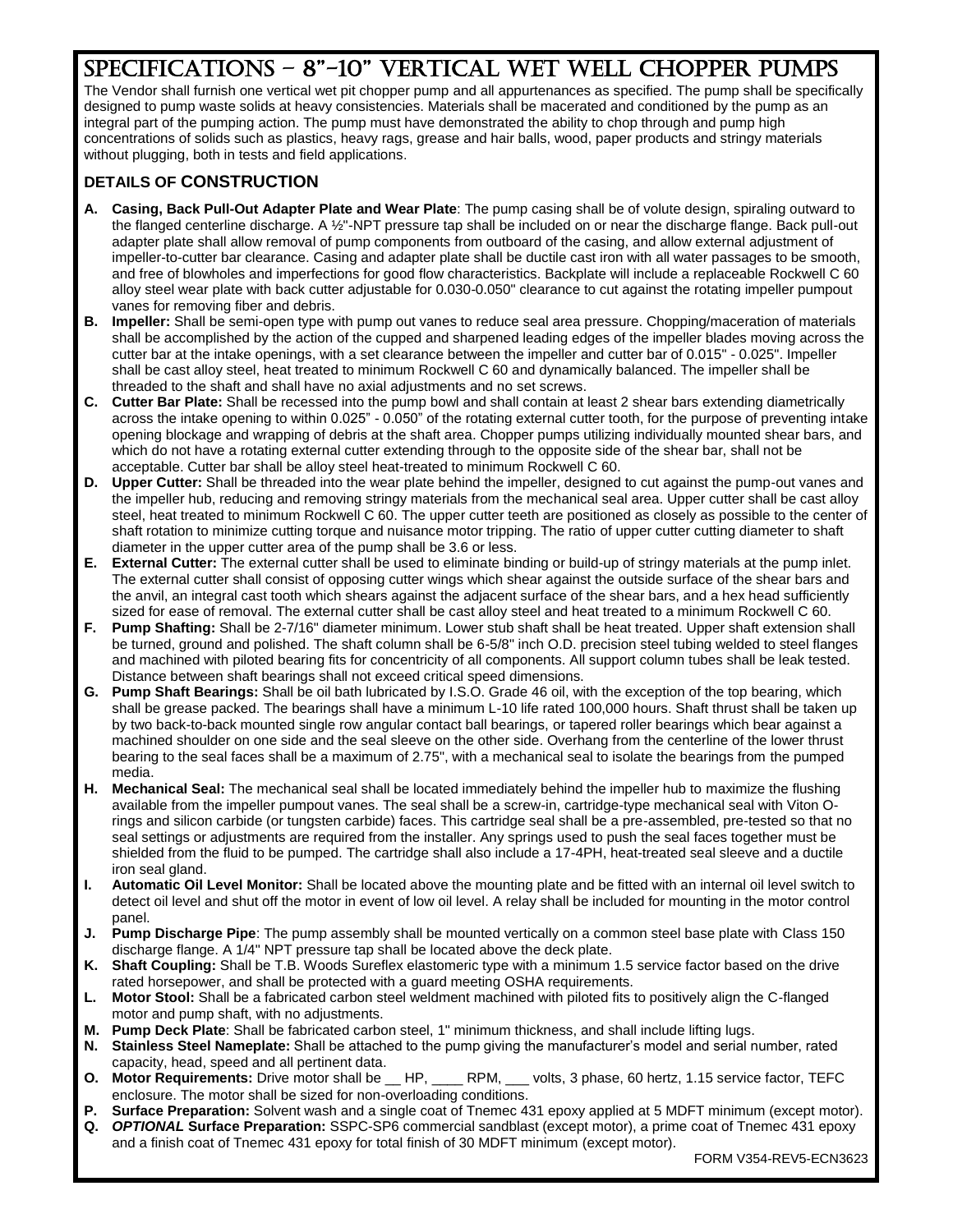# SPECIFICATIONS – 8"-10" VERTICAL WET WELL CHOPPER PUMPS

The Vendor shall furnish one vertical wet pit chopper pump and all appurtenances as specified. The pump shall be specifically designed to pump waste solids at heavy consistencies. Materials shall be macerated and conditioned by the pump as an integral part of the pumping action. The pump must have demonstrated the ability to chop through and pump high concentrations of solids such as plastics, heavy rags, grease and hair balls, wood, paper products and stringy materials without plugging, both in tests and field applications.

## DETAILS OF CONSTRUCTION

**A. Casing, Back Pull-Out Adapter Plate and Wear Plate**: The pump casing shall be of volute design, spiraling outward to the flanged centerline discharge. A ½"-NPT pressure tap shall be included on or near the discharge flange. Back pull-out adapter plate shall allow removal of pump components from outboard of the casing, and allow external adjustment of impeller-to-cutter bar clearance. Casing and adapter plate shall be ductile cast iron with all water passages to be smooth, and free of blowholes and imperfections for good flow characteristics. Backplate will include a replaceable Rockwell C 60 alloy steel wear plate with back cutter adjustable for 0.030-0.050" clearance to cut against the rotating impeller pumpout vanes for removing fiber and debris.

**B. Impeller:** Shall be semi-open type with pump out vanes to reduce seal area pressure. Chopping/maceration of materials shall be accomplished by the action of the cupped and sharpened leading edges of the impeller blades moving across the cutter bar at the intake openings, with a set clearance between the impeller and cutter bar of 0.015" - 0.025". Impeller shall be cast alloy steel, heat treated to minimum Rockwell C 60 and dynamically balanced. The impeller shall be threaded to the shaft and shall have no axial adjustments and no set screws.

**C. Cutter Bar Plate:** Shall be recessed into the pump bowl and shall contain at least 2 shear bars extending diametrically across the intake opening to within 0.025" - 0.050" of the rotating external cutter tooth, for the purpose of preventing intake opening blockage and wrapping of debris at the shaft area. Chopper pumps utilizing individually mounted shear bars, and which do not have a rotating external cutter extending through to the opposite side of the shear bar, shall not be acceptable. Cutter bar shall be alloy steel heat-treated to minimum Rockwell C 60.

**D. Upper Cutter:** Shall be threaded into the wear plate behind the impeller, designed to cut against the pump-out vanes and the impeller hub, reducing and removing stringy materials from the mechanical seal area. Upper cutter shall be cast alloy steel, heat treated to minimum Rockwell C 60. The upper cutter teeth are positioned as closely as possible to the center of shaft rotation to minimize cutting torque and nuisance motor tripping. The ratio of upper cutter cutting diameter to shaft diameter in the upper cutter area of the pump shall be 3.6 or less.

**E. External Cutter:** The external cutter shall be used to eliminate binding or build-up of stringy materials at the pump inlet. The external cutter shall consist of opposing cutter wings which shear against the outside surface of the shear bars and the anvil, an integral cast tooth which shears against the adjacent surface of the shear bars, and a hex head sufficiently sized for ease of removal. The external cutter shall be cast alloy steel and heat treated to a minimum Rockwell C 60.

**F. Pump Shafting:** Shall be 2-7/16" diameter minimum. Lower stub shaft shall be heat treated. Upper shaft extension shall be turned, ground and polished. The shaft column shall be 6-5/8" inch O.D. precision steel tubing welded to steel flanges and machined with piloted bearing fits for concentricity of all components. All support column tubes shall be leak tested. Distance between shaft bearings shall not exceed critical speed dimensions.

**G. Pump Shaft Bearings:** Shall be oil bath lubricated by I.S.O. Grade 46 oil, with the exception of the top bearing, which shall be grease packed. The bearings shall have a minimum L-10 life rated 100,000 hours. Shaft thrust shall be taken up by two back-to-back mounted single row angular contact ball bearings, or tapered roller bearings which bear against a machined shoulder on one side and the seal sleeve on the other side. Overhang from the centerline of the lower thrust bearing to the seal faces shall be a maximum of 2.75", with a mechanical seal to isolate the bearings from the pumped media.

**H. Mechanical Seal:** The mechanical seal shall be located immediately behind the impeller hub to maximize the flushing available from the impeller pumpout vanes. The seal shall be a screw-in, cartridge-type mechanical seal with Viton O-rings and silicon carbide (or tungsten carbide) faces. This cartridge seal shall be a pre-assembled, pre-tested so that no seal settings or adjustments are required from the installer. Any springs used to push the seal faces together must be shielded from the fluid to be pumped. The cartridge shall also include a 17-4PH, heat-treated seal sleeve and a ductile iron seal gland.

**I. Automatic Oil Level Monitor:** Shall be located above the mounting plate and be fitted with an internal oil level switch to detect oil level and shut off the motor in event of low oil level. A relay shall be included for mounting in the motor control panel.

**J. Pump Discharge Pipe**: The pump assembly shall be mounted vertically on a common steel base plate with Class 150 discharge flange. A 1/4" NPT pressure tap shall be located above the deck plate.

**K. Shaft Coupling:** Shall be T.B. Woods Sureflex elastomeric type with a minimum 1.5 service factor based on the drive rated horsepower, and shall be protected with a guard meeting OSHA requirements.

**L. Motor Stool:** Shall be a fabricated carbon steel weldment machined with piloted fits to positively align the C-flanged motor and pump shaft, with no adjustments.

**M. Pump Deck Plate**: Shall be fabricated carbon steel, 1" minimum thickness, and shall include lifting lugs.

**N. Stainless Steel Nameplate:** Shall be attached to the pump giving the manufacturer's model and serial number, rated capacity, head, speed and all pertinent data.

**O. Motor Requirements:** Drive motor shall be __ HP, ____ RPM, ___ volts, 3 phase, 60 hertz, 1.15 service factor, TEFC enclosure. The motor shall be sized for non-overloading conditions.

**P. Surface Preparation:** Solvent wash and a single coat of Tnemec 431 epoxy applied at 5 MDFT minimum (except motor).

**Q. *OPTIONAL* Surface Preparation:** SSPC-SP6 commercial sandblast (except motor), a prime coat of Tnemec 431 epoxy and a finish coat of Tnemec 431 epoxy for total finish of 30 MDFT minimum (except motor).

FORM V354-REV5-ECN3623